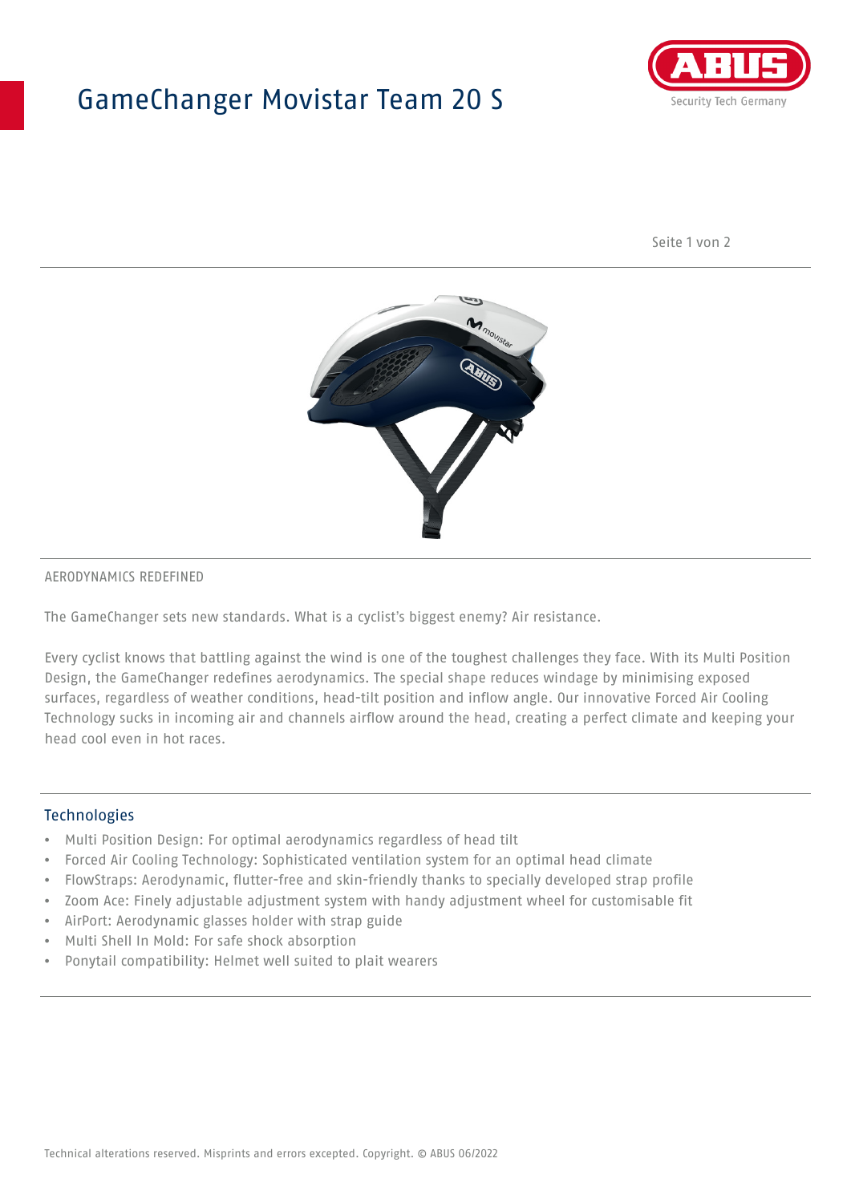# GameChanger Movistar Team 20 S

AERODYNAMICS REDEFINED

The GameChanger sets new standards. What is a cyclist's biggest enemy? Air resistance.

Every cyclist knows that battling against the wind is one of the toughest challenges they face. With its Multi Position Design, the GameChanger redefines aerodynamics. The special shape reduces windage by minimising exposed surfaces, regardless of weather conditions, head-tilt position and inflow angle. Our innovative Forced Air Cooling Technology sucks in incoming air and channels airflow around the head, creating a perfect climate and keeping your head cool even in hot races.

## Technologies

- Multi Position Design: For optimal aerodynamics regardless of head tilt
- Forced Air Cooling Technology: Sophisticated ventilation system for an optimal head climate
- FlowStraps: Aerodynamic, flutter-free and skin-friendly thanks to specially developed strap profile
- Zoom Ace: Finely adjustable adjustment system with handy adjustment wheel for customisable fit
- AirPort: Aerodynamic glasses holder with strap guide
- Multi Shell In Mold: For safe shock absorption
- Ponytail compatibility: Helmet well suited to plait wearers

Technical alterations reserved. Misprints and errors excepted. Copyright. © ABUS 06/2022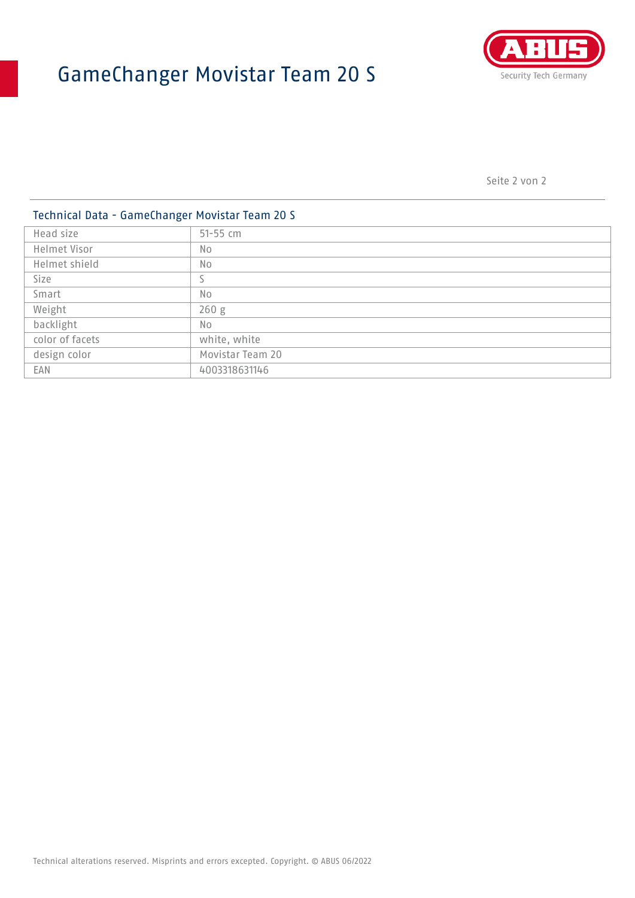# GameChanger Movistar Team 20 S

## Technical Data - GameChanger Movistar Team 20 S

| | |
|---|---|
| Head size | 51-55 cm |
| Helmet Visor | No |
| Helmet shield | No |
| Size | S |
| Smart | No |
| Weight | 260 g |
| backlight | No |
| color of facets | white, white |
| design color | Movistar Team 20 |
| EAN | 4003318631146 |

Technical alterations reserved. Misprints and errors excepted. Copyright. © ABUS 06/2022